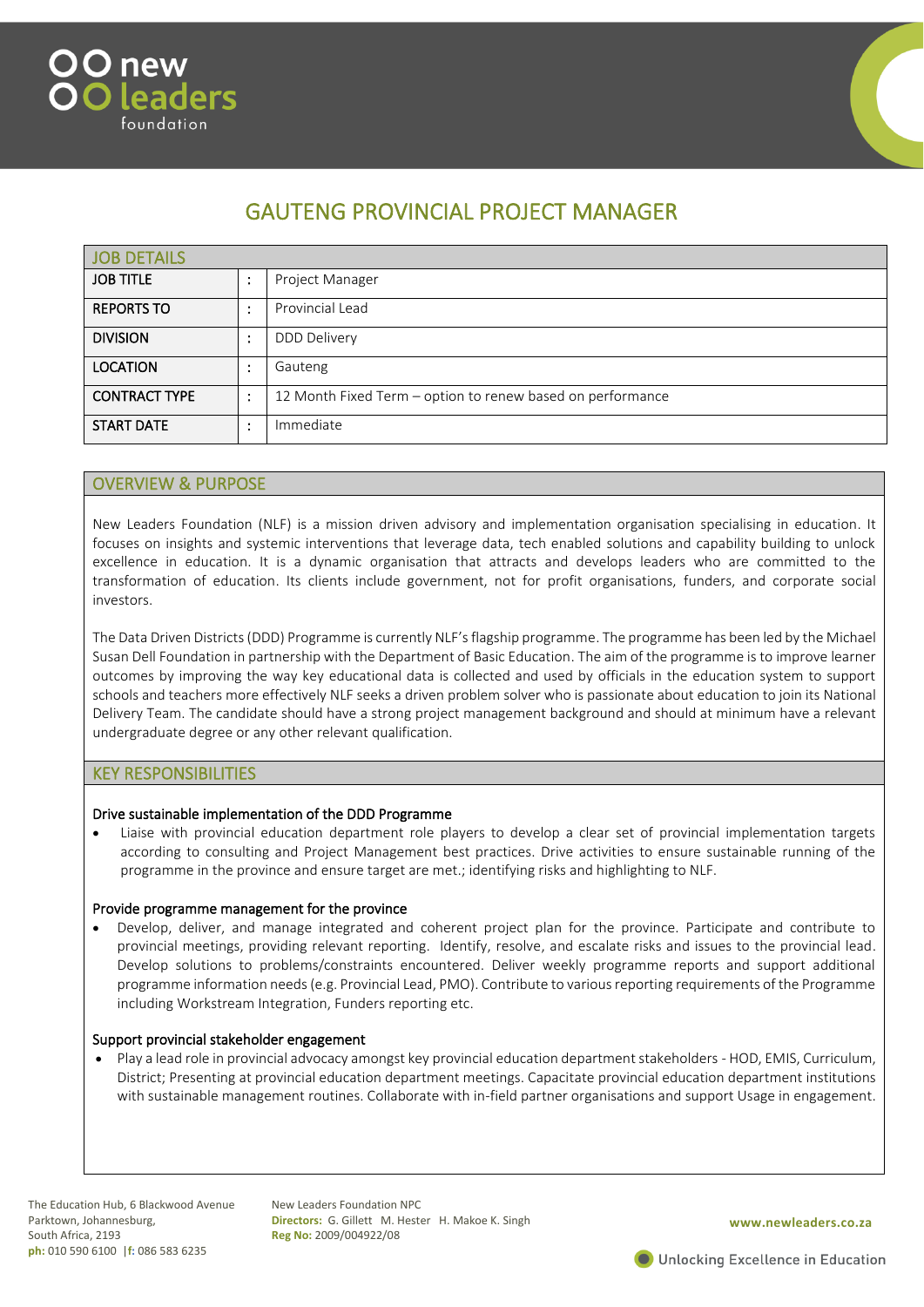# GAUTENG PROVINCIAL PROJECT MANAGER

| JOB DETAILS | | |
|---|---|---|
| JOB TITLE | : | Project Manager |
| REPORTS TO | : | Provincial Lead |
| DIVISION | : | DDD Delivery |
| LOCATION | : | Gauteng |
| CONTRACT TYPE | : | 12 Month Fixed Term – option to renew based on performance |
| START DATE | : | Immediate |

## OVERVIEW & PURPOSE

New Leaders Foundation (NLF) is a mission driven advisory and implementation organisation specialising in education. It focuses on insights and systemic interventions that leverage data, tech enabled solutions and capability building to unlock excellence in education. It is a dynamic organisation that attracts and develops leaders who are committed to the transformation of education. Its clients include government, not for profit organisations, funders, and corporate social investors.

The Data Driven Districts (DDD) Programme is currently NLF's flagship programme. The programme has been led by the Michael Susan Dell Foundation in partnership with the Department of Basic Education. The aim of the programme is to improve learner outcomes by improving the way key educational data is collected and used by officials in the education system to support schools and teachers more effectively NLF seeks a driven problem solver who is passionate about education to join its National Delivery Team. The candidate should have a strong project management background and should at minimum have a relevant undergraduate degree or any other relevant qualification.

## KEY RESPONSIBILITIES

### Drive sustainable implementation of the DDD Programme

- Liaise with provincial education department role players to develop a clear set of provincial implementation targets according to consulting and Project Management best practices. Drive activities to ensure sustainable running of the programme in the province and ensure target are met.; identifying risks and highlighting to NLF.

### Provide programme management for the province

- Develop, deliver, and manage integrated and coherent project plan for the province. Participate and contribute to provincial meetings, providing relevant reporting. Identify, resolve, and escalate risks and issues to the provincial lead. Develop solutions to problems/constraints encountered. Deliver weekly programme reports and support additional programme information needs (e.g. Provincial Lead, PMO). Contribute to various reporting requirements of the Programme including Workstream Integration, Funders reporting etc.

### Support provincial stakeholder engagement

- Play a lead role in provincial advocacy amongst key provincial education department stakeholders - HOD, EMIS, Curriculum, District; Presenting at provincial education department meetings. Capacitate provincial education department institutions with sustainable management routines. Collaborate with in-field partner organisations and support Usage in engagement.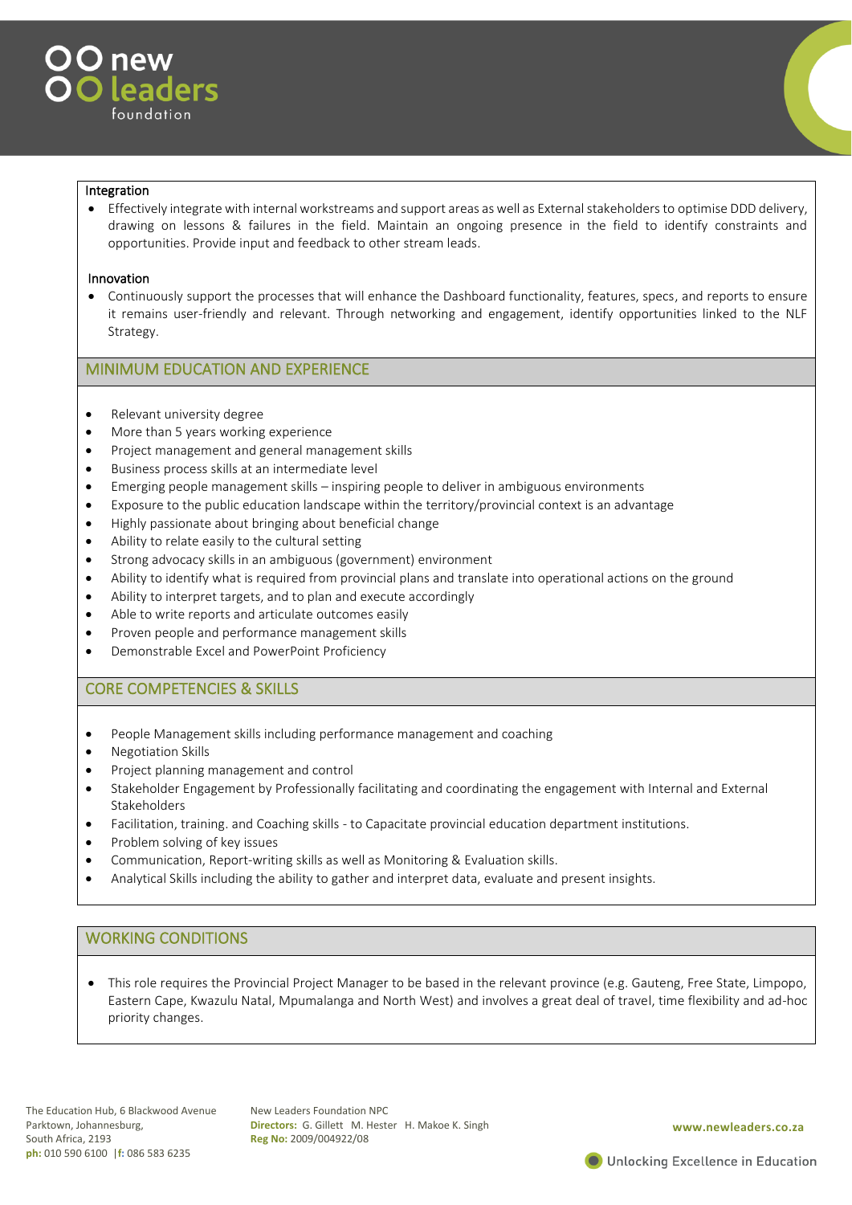### Integration

- Effectively integrate with internal workstreams and support areas as well as External stakeholders to optimise DDD delivery, drawing on lessons & failures in the field. Maintain an ongoing presence in the field to identify constraints and opportunities. Provide input and feedback to other stream leads.

### Innovation

- Continuously support the processes that will enhance the Dashboard functionality, features, specs, and reports to ensure it remains user-friendly and relevant. Through networking and engagement, identify opportunities linked to the NLF Strategy.

## MINIMUM EDUCATION AND EXPERIENCE

- Relevant university degree
- More than 5 years working experience
- Project management and general management skills
- Business process skills at an intermediate level
- Emerging people management skills – inspiring people to deliver in ambiguous environments
- Exposure to the public education landscape within the territory/provincial context is an advantage
- Highly passionate about bringing about beneficial change
- Ability to relate easily to the cultural setting
- Strong advocacy skills in an ambiguous (government) environment
- Ability to identify what is required from provincial plans and translate into operational actions on the ground
- Ability to interpret targets, and to plan and execute accordingly
- Able to write reports and articulate outcomes easily
- Proven people and performance management skills
- Demonstrable Excel and PowerPoint Proficiency

## CORE COMPETENCIES & SKILLS

- People Management skills including performance management and coaching
- Negotiation Skills
- Project planning management and control
- Stakeholder Engagement by Professionally facilitating and coordinating the engagement with Internal and External Stakeholders
- Facilitation, training. and Coaching skills - to Capacitate provincial education department institutions.
- Problem solving of key issues
- Communication, Report-writing skills as well as Monitoring & Evaluation skills.
- Analytical Skills including the ability to gather and interpret data, evaluate and present insights.

## WORKING CONDITIONS

- This role requires the Provincial Project Manager to be based in the relevant province (e.g. Gauteng, Free State, Limpopo, Eastern Cape, Kwazulu Natal, Mpumalanga and North West) and involves a great deal of travel, time flexibility and ad-hoc priority changes.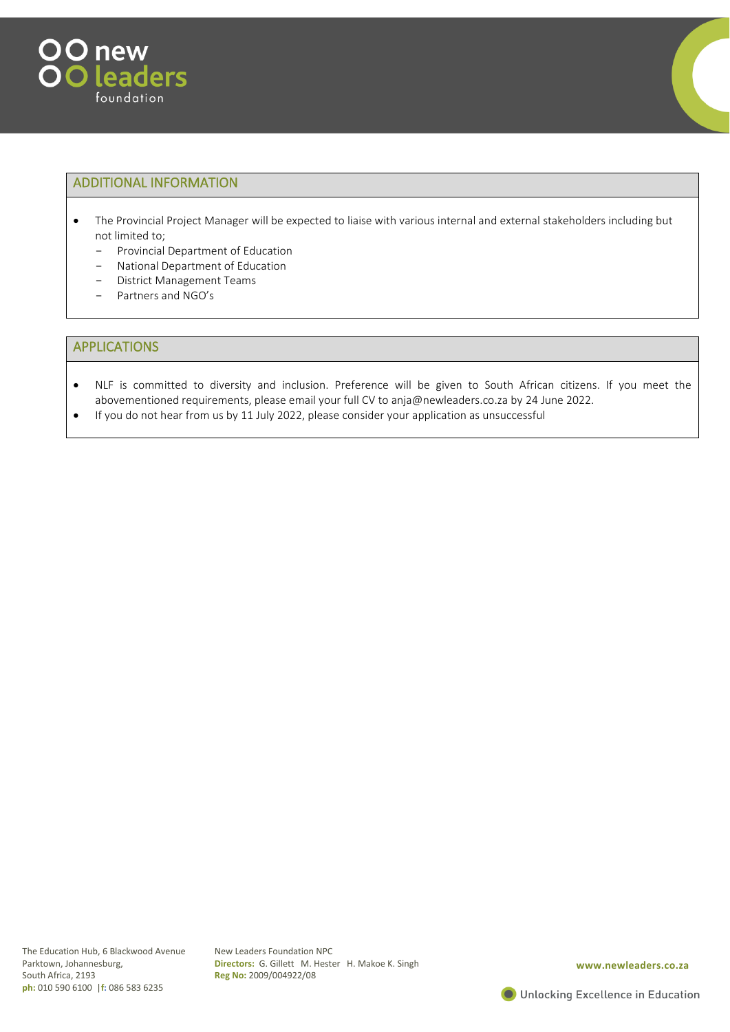## ADDITIONAL INFORMATION

- The Provincial Project Manager will be expected to liaise with various internal and external stakeholders including but not limited to;
  - Provincial Department of Education
  - National Department of Education
  - District Management Teams
  - Partners and NGO's

## APPLICATIONS

- NLF is committed to diversity and inclusion. Preference will be given to South African citizens. If you meet the abovementioned requirements, please email your full CV to anja@newleaders.co.za by 24 June 2022.
- If you do not hear from us by 11 July 2022, please consider your application as unsuccessful